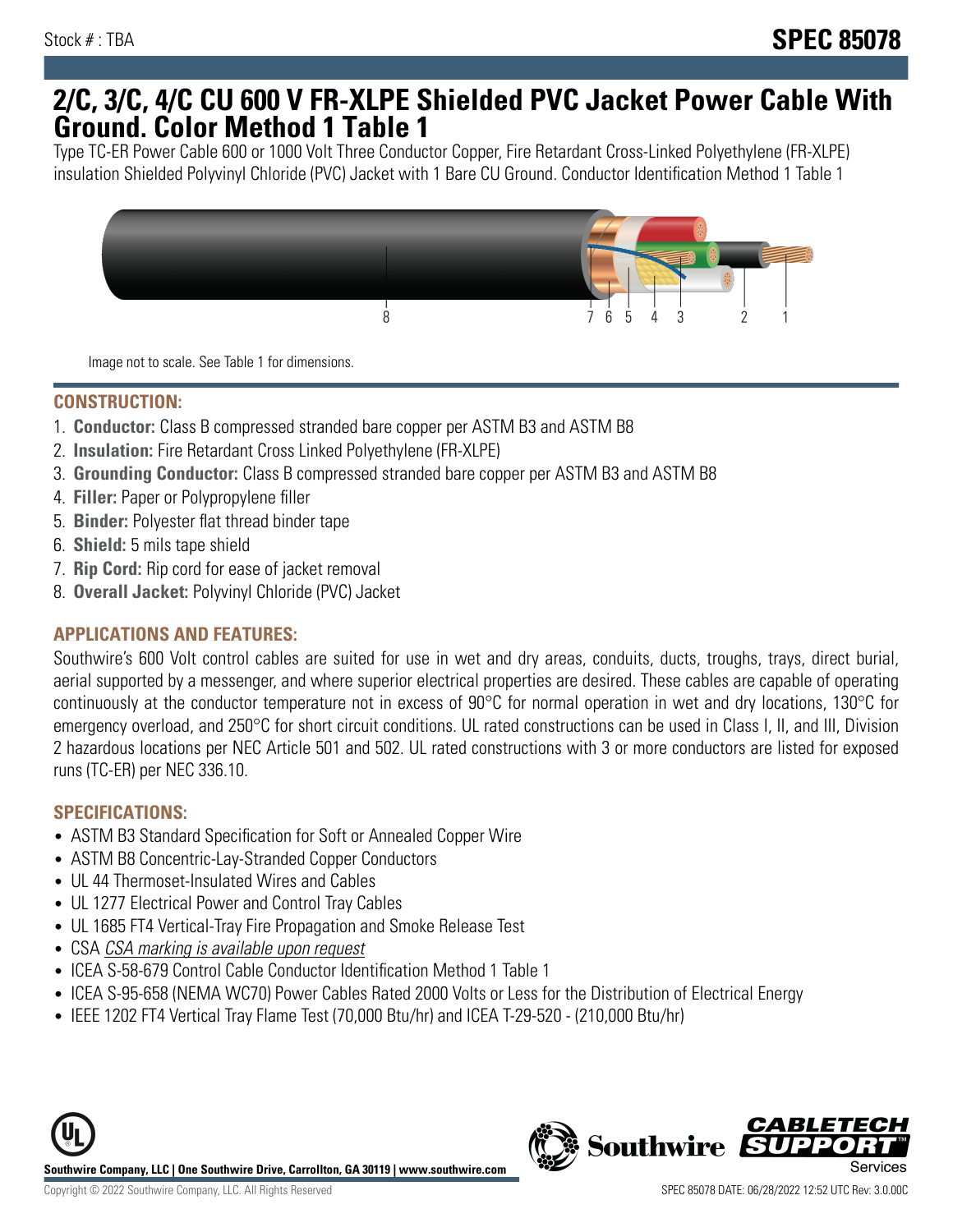Stock # : TBA

# SPEC 85078

## 2/C, 3/C, 4/C CU 600 V FR-XLPE Shielded PVC Jacket Power Cable With Ground. Color Method 1 Table 1

Type TC-ER Power Cable 600 or 1000 Volt Three Conductor Copper, Fire Retardant Cross-Linked Polyethylene (FR-XLPE) insulation Shielded Polyvinyl Chloride (PVC) Jacket with 1 Bare CU Ground. Conductor Identification Method 1 Table 1

Image not to scale. See Table 1 for dimensions.

### CONSTRUCTION:

1. **Conductor:** Class B compressed stranded bare copper per ASTM B3 and ASTM B8
2. **Insulation:** Fire Retardant Cross Linked Polyethylene (FR-XLPE)
3. **Grounding Conductor:** Class B compressed stranded bare copper per ASTM B3 and ASTM B8
4. **Filler:** Paper or Polypropylene filler
5. **Binder:** Polyester flat thread binder tape
6. **Shield:** 5 mils tape shield
7. **Rip Cord:** Rip cord for ease of jacket removal
8. **Overall Jacket:** Polyvinyl Chloride (PVC) Jacket

### APPLICATIONS AND FEATURES:

Southwire's 600 Volt control cables are suited for use in wet and dry areas, conduits, ducts, troughs, trays, direct burial, aerial supported by a messenger, and where superior electrical properties are desired. These cables are capable of operating continuously at the conductor temperature not in excess of 90°C for normal operation in wet and dry locations, 130°C for emergency overload, and 250°C for short circuit conditions. UL rated constructions can be used in Class I, II, and III, Division 2 hazardous locations per NEC Article 501 and 502. UL rated constructions with 3 or more conductors are listed for exposed runs (TC-ER) per NEC 336.10.

### SPECIFICATIONS:

- ASTM B3 Standard Specification for Soft or Annealed Copper Wire
- ASTM B8 Concentric-Lay-Stranded Copper Conductors
- UL 44 Thermoset-Insulated Wires and Cables
- UL 1277 Electrical Power and Control Tray Cables
- UL 1685 FT4 Vertical-Tray Fire Propagation and Smoke Release Test
- CSA *CSA marking is available upon request*
- ICEA S-58-679 Control Cable Conductor Identification Method 1 Table 1
- ICEA S-95-658 (NEMA WC70) Power Cables Rated 2000 Volts or Less for the Distribution of Electrical Energy
- IEEE 1202 FT4 Vertical Tray Flame Test (70,000 Btu/hr) and ICEA T-29-520 - (210,000 Btu/hr)

**Southwire Company, LLC | One Southwire Drive, Carrollton, GA 30119 | www.southwire.com**

Copyright © 2022 Southwire Company, LLC. All Rights Reserved

SPEC 85078 DATE: 06/28/2022 12:52 UTC Rev: 3.0.00C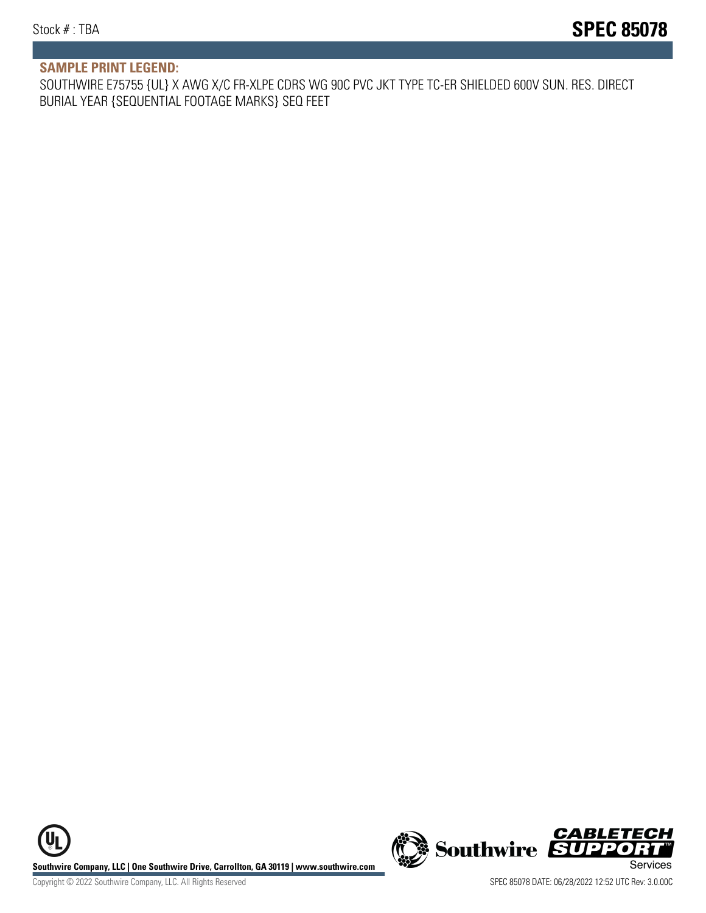## SAMPLE PRINT LEGEND:

SOUTHWIRE E75755 {UL} X AWG X/C FR-XLPE CDRS WG 90C PVC JKT TYPE TC-ER SHIELDED 600V SUN. RES. DIRECT BURIAL YEAR {SEQUENTIAL FOOTAGE MARKS} SEQ FEET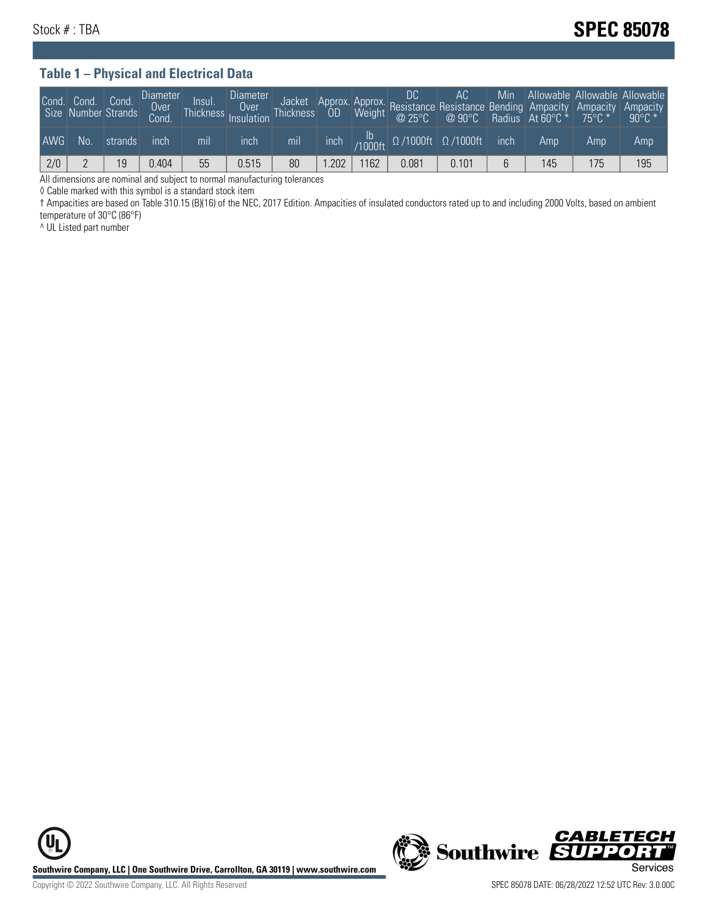### Table 1 – Physical and Electrical Data

| Cond. Size | Cond. Number | Cond. Strands | Diameter Over Cond. | Insul. Thickness | Diameter Over Insulation | Jacket Thickness | Approx. OD | Approx. Weight | DC Resistance @ 25°C | AC Resistance @ 90°C | Min Bending Radius | Allowable Ampacity At 60°C * | Allowable Ampacity 75°C * | Allowable Ampacity 90°C * |
|---|---|---|---|---|---|---|---|---|---|---|---|---|---|---|
| AWG | No. | strands | inch | mil | inch | mil | inch | lb /1000ft | Ω /1000ft | Ω /1000ft | inch | Amp | Amp | Amp |
| 2/0 | 2 | 19 | 0.404 | 55 | 0.515 | 80 | 1.202 | 1162 | 0.081 | 0.101 | 6 | 145 | 175 | 195 |

All dimensions are nominal and subject to normal manufacturing tolerances

◊ Cable marked with this symbol is a standard stock item

† Ampacities are based on Table 310.15 (B)(16) of the NEC, 2017 Edition. Ampacities of insulated conductors rated up to and including 2000 Volts, based on ambient temperature of 30°C (86°F)

^ UL Listed part number

**Southwire Company, LLC | One Southwire Drive, Carrollton, GA 30119 | www.southwire.com**

Copyright © 2022 Southwire Company, LLC. All Rights Reserved